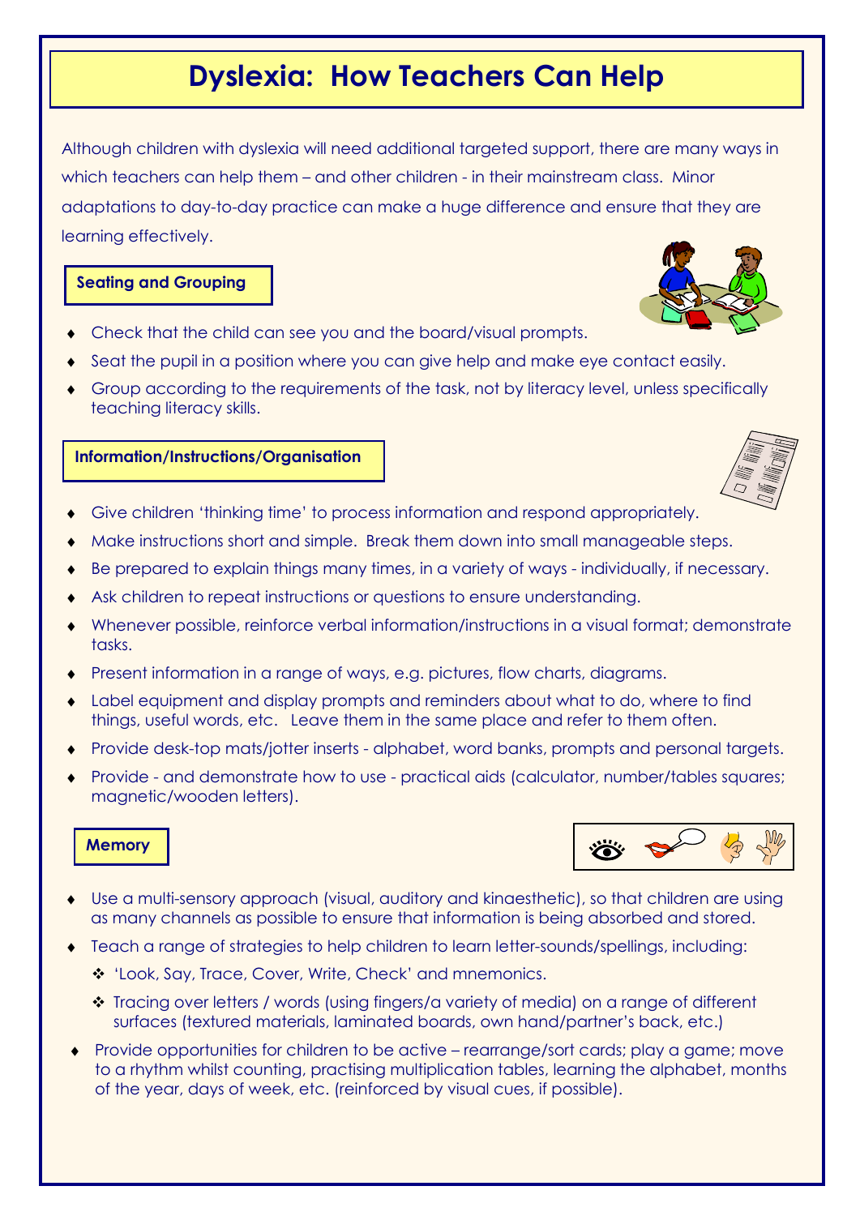# Dyslexia: How Teachers Can Help

Although children with dyslexia will need additional targeted support, there are many ways in which teachers can help them – and other children - in their mainstream class. Minor adaptations to day-to-day practice can make a huge difference and ensure that they are learning effectively.

## Seating and Grouping

- Check that the child can see you and the board/visual prompts.
- Seat the pupil in a position where you can give help and make eye contact easily.
- Group according to the requirements of the task, not by literacy level, unless specifically teaching literacy skills.

## Information/Instructions/Organisation

- Give children 'thinking time' to process information and respond appropriately.
- Make instructions short and simple. Break them down into small manageable steps.
- Be prepared to explain things many times, in a variety of ways - individually, if necessary.
- Ask children to repeat instructions or questions to ensure understanding.
- Whenever possible, reinforce verbal information/instructions in a visual format; demonstrate tasks.
- Present information in a range of ways, e.g. pictures, flow charts, diagrams.
- Label equipment and display prompts and reminders about what to do, where to find things, useful words, etc. Leave them in the same place and refer to them often.
- Provide desk-top mats/jotter inserts - alphabet, word banks, prompts and personal targets.
- Provide - and demonstrate how to use - practical aids (calculator, number/tables squares; magnetic/wooden letters).

## Memory

- Use a multi-sensory approach (visual, auditory and kinaesthetic), so that children are using as many channels as possible to ensure that information is being absorbed and stored.
- Teach a range of strategies to help children to learn letter-sounds/spellings, including:
  - 'Look, Say, Trace, Cover, Write, Check' and mnemonics.
  - Tracing over letters / words (using fingers/a variety of media) on a range of different surfaces (textured materials, laminated boards, own hand/partner's back, etc.)
- Provide opportunities for children to be active – rearrange/sort cards; play a game; move to a rhythm whilst counting, practising multiplication tables, learning the alphabet, months of the year, days of week, etc. (reinforced by visual cues, if possible).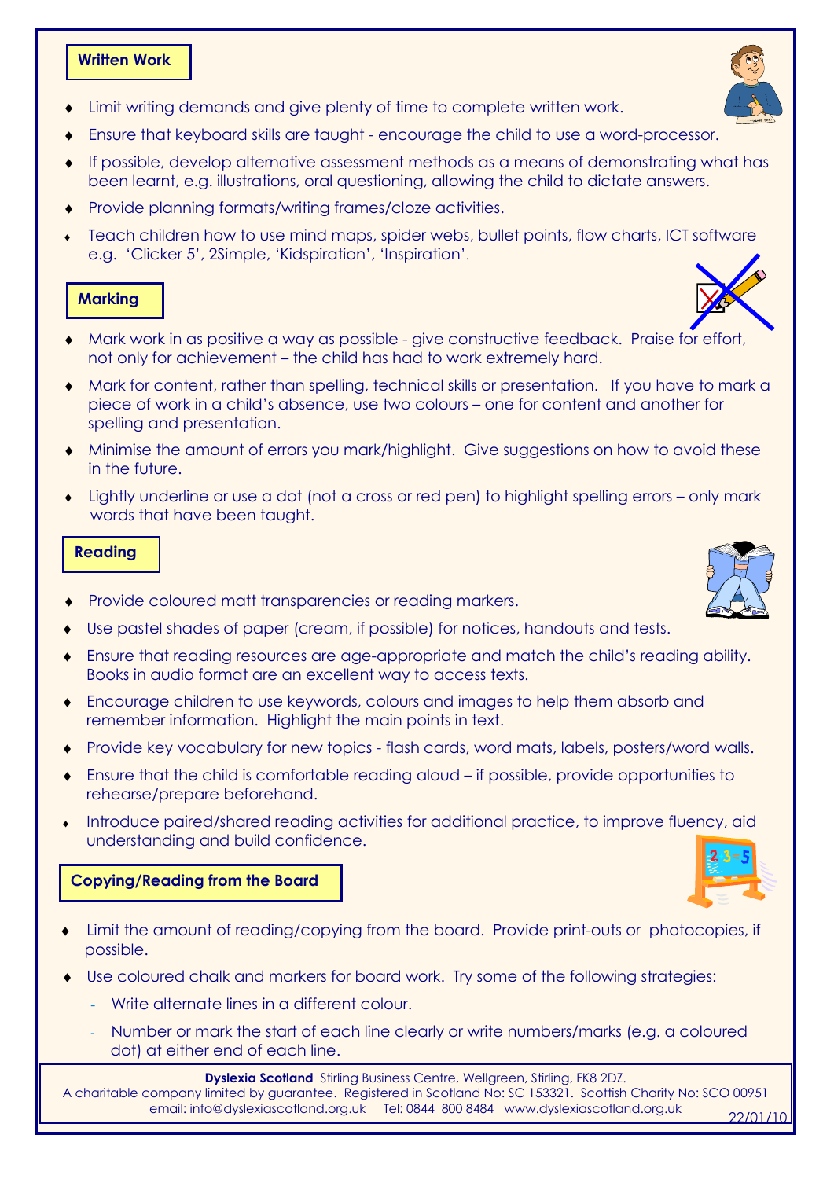## Written Work

- Limit writing demands and give plenty of time to complete written work.
- Ensure that keyboard skills are taught - encourage the child to use a word-processor.
- If possible, develop alternative assessment methods as a means of demonstrating what has been learnt, e.g. illustrations, oral questioning, allowing the child to dictate answers.
- Provide planning formats/writing frames/cloze activities.
- Teach children how to use mind maps, spider webs, bullet points, flow charts, ICT software e.g. 'Clicker 5', 2Simple, 'Kidspiration', 'Inspiration'.

## Marking

- Mark work in as positive a way as possible - give constructive feedback. Praise for effort, not only for achievement – the child has had to work extremely hard.
- Mark for content, rather than spelling, technical skills or presentation. If you have to mark a piece of work in a child's absence, use two colours – one for content and another for spelling and presentation.
- Minimise the amount of errors you mark/highlight. Give suggestions on how to avoid these in the future.
- Lightly underline or use a dot (not a cross or red pen) to highlight spelling errors – only mark words that have been taught.

## Reading

- Provide coloured matt transparencies or reading markers.
- Use pastel shades of paper (cream, if possible) for notices, handouts and tests.
- Ensure that reading resources are age-appropriate and match the child's reading ability. Books in audio format are an excellent way to access texts.
- Encourage children to use keywords, colours and images to help them absorb and remember information. Highlight the main points in text.
- Provide key vocabulary for new topics - flash cards, word mats, labels, posters/word walls.
- Ensure that the child is comfortable reading aloud – if possible, provide opportunities to rehearse/prepare beforehand.
- Introduce paired/shared reading activities for additional practice, to improve fluency, aid understanding and build confidence.

## Copying/Reading from the Board

- Limit the amount of reading/copying from the board. Provide print-outs or photocopies, if possible.
- Use coloured chalk and markers for board work. Try some of the following strategies:
  - Write alternate lines in a different colour.
  - Number or mark the start of each line clearly or write numbers/marks (e.g. a coloured dot) at either end of each line.

**Dyslexia Scotland** Stirling Business Centre, Wellgreen, Stirling, FK8 2DZ.
A charitable company limited by guarantee. Registered in Scotland No: SC 153321. Scottish Charity No: SCO 00951
email: info@dyslexiascotland.org.uk Tel: 0844 800 8484 www.dyslexiascotland.org.uk

22/01/10